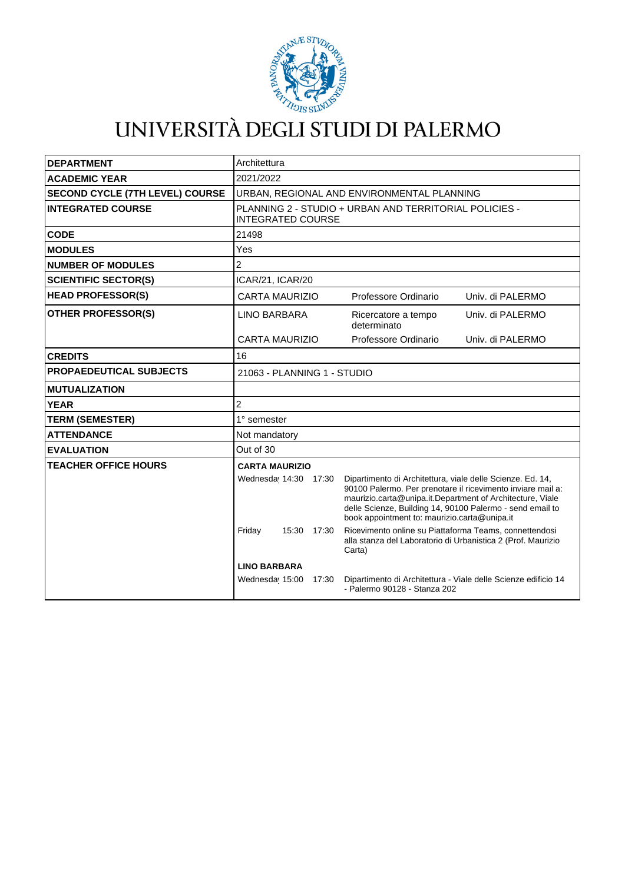# UNIVERSITÀ DEGLI STUDI DI PALERMO

| | | | |
|---|---|---|---|
| **DEPARTMENT** | Architettura | | |
| **ACADEMIC YEAR** | 2021/2022 | | |
| **SECOND CYCLE (7TH LEVEL) COURSE** | URBAN, REGIONAL AND ENVIRONMENTAL PLANNING | | |
| **INTEGRATED COURSE** | PLANNING 2 - STUDIO + URBAN AND TERRITORIAL POLICIES - INTEGRATED COURSE | | |
| **CODE** | 21498 | | |
| **MODULES** | Yes | | |
| **NUMBER OF MODULES** | 2 | | |
| **SCIENTIFIC SECTOR(S)** | ICAR/21, ICAR/20 | | |
| **HEAD PROFESSOR(S)** | CARTA MAURIZIO | Professore Ordinario | Univ. di PALERMO |
| **OTHER PROFESSOR(S)** | LINO BARBARA | Ricercatore a tempo determinato | Univ. di PALERMO |
| | CARTA MAURIZIO | Professore Ordinario | Univ. di PALERMO |
| **CREDITS** | 16 | | |
| **PROPAEDEUTICAL SUBJECTS** | 21063 - PLANNING 1 - STUDIO | | |
| **MUTUALIZATION** | | | |
| **YEAR** | 2 | | |
| **TERM (SEMESTER)** | 1° semester | | |
| **ATTENDANCE** | Not mandatory | | |
| **EVALUATION** | Out of 30 | | |
| **TEACHER OFFICE HOURS** | **CARTA MAURIZIO** | | |
| | Wednesday 14:30 17:30 | Dipartimento di Architettura, viale delle Scienze. Ed. 14, 90100 Palermo. Per prenotare il ricevimento inviare mail a: maurizio.carta@unipa.it.Department of Architecture, Viale delle Scienze, Building 14, 90100 Palermo - send email to book appointment to: maurizio.carta@unipa.it | |
| | Friday 15:30 17:30 | Ricevimento online su Piattaforma Teams, connettendosi alla stanza del Laboratorio di Urbanistica 2 (Prof. Maurizio Carta) | |
| | **LINO BARBARA** | | |
| | Wednesday 15:00 17:30 | Dipartimento di Architettura - Viale delle Scienze edificio 14 - Palermo 90128 - Stanza 202 | |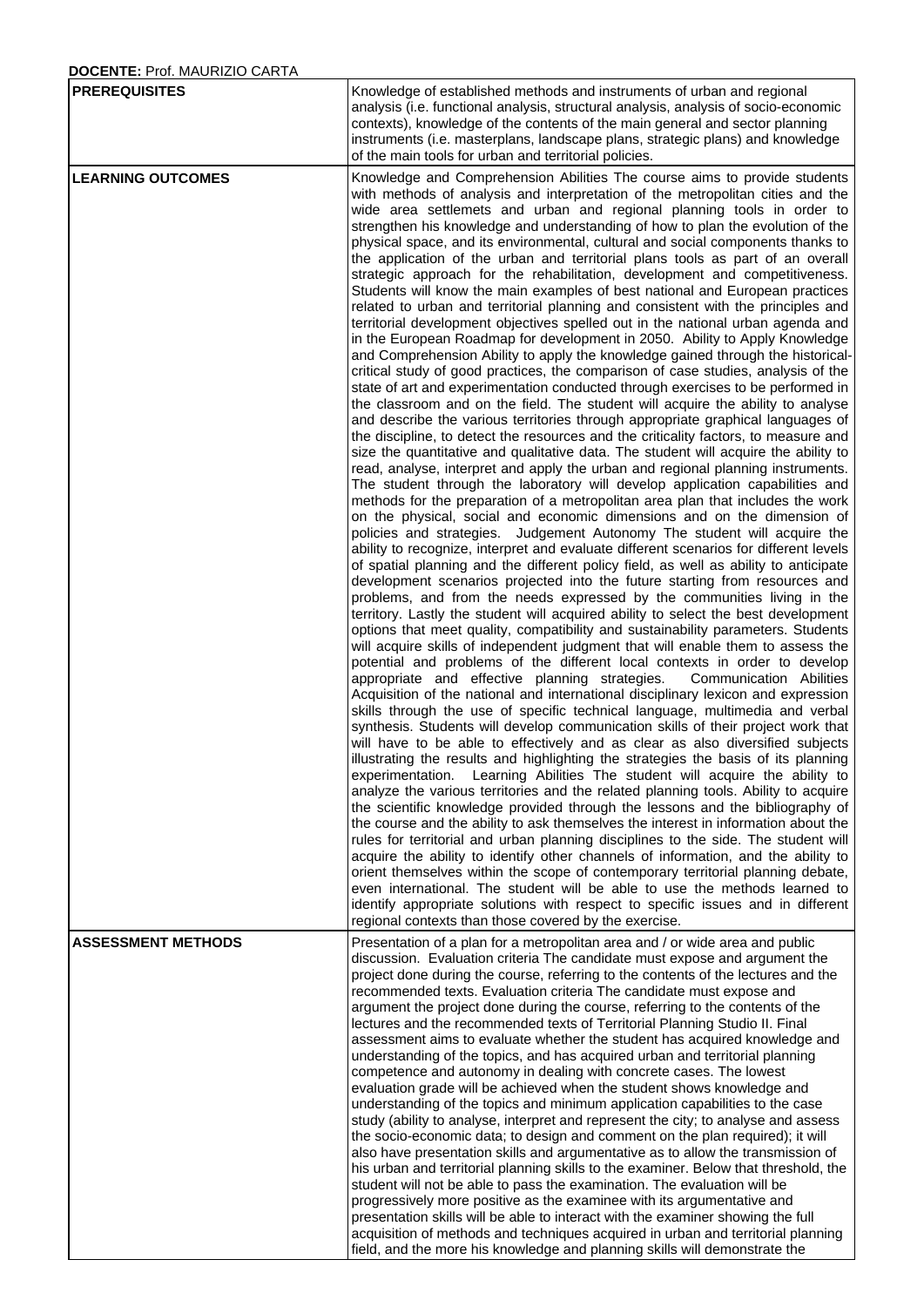**DOCENTE:** Prof. MAURIZIO CARTA

| | |
|---|---|
| **PREREQUISITES** | Knowledge of established methods and instruments of urban and regional analysis (i.e. functional analysis, structural analysis, analysis of socio-economic contexts), knowledge of the contents of the main general and sector planning instruments (i.e. masterplans, landscape plans, strategic plans) and knowledge of the main tools for urban and territorial policies. |
| **LEARNING OUTCOMES** | Knowledge and Comprehension Abilities The course aims to provide students with methods of analysis and interpretation of the metropolitan cities and the wide area settlemets and urban and regional planning tools in order to strengthen his knowledge and understanding of how to plan the evolution of the physical space, and its environmental, cultural and social components thanks to the application of the urban and territorial plans tools as part of an overall strategic approach for the rehabilitation, development and competitiveness. Students will know the main examples of best national and European practices related to urban and territorial planning and consistent with the principles and territorial development objectives spelled out in the national urban agenda and in the European Roadmap for development in 2050. Ability to Apply Knowledge and Comprehension Ability to apply the knowledge gained through the historical-critical study of good practices, the comparison of case studies, analysis of the state of art and experimentation conducted through exercises to be performed in the classroom and on the field. The student will acquire the ability to analyse and describe the various territories through appropriate graphical languages of the discipline, to detect the resources and the criticality factors, to measure and size the quantitative and qualitative data. The student will acquire the ability to read, analyse, interpret and apply the urban and regional planning instruments. The student through the laboratory will develop application capabilities and methods for the preparation of a metropolitan area plan that includes the work on the physical, social and economic dimensions and on the dimension of policies and strategies. Judgement Autonomy The student will acquire the ability to recognize, interpret and evaluate different scenarios for different levels of spatial planning and the different policy field, as well as ability to anticipate development scenarios projected into the future starting from resources and problems, and from the needs expressed by the communities living in the territory. Lastly the student will acquired ability to select the best development options that meet quality, compatibility and sustainability parameters. Students will acquire skills of independent judgment that will enable them to assess the potential and problems of the different local contexts in order to develop appropriate and effective planning strategies. Communication Abilities Acquisition of the national and international disciplinary lexicon and expression skills through the use of specific technical language, multimedia and verbal synthesis. Students will develop communication skills of their project work that will have to be able to effectively and as clear as also diversified subjects illustrating the results and highlighting the strategies the basis of its planning experimentation. Learning Abilities The student will acquire the ability to analyze the various territories and the related planning tools. Ability to acquire the scientific knowledge provided through the lessons and the bibliography of the course and the ability to ask themselves the interest in information about the rules for territorial and urban planning disciplines to the side. The student will acquire the ability to identify other channels of information, and the ability to orient themselves within the scope of contemporary territorial planning debate, even international. The student will be able to use the methods learned to identify appropriate solutions with respect to specific issues and in different regional contexts than those covered by the exercise. |
| **ASSESSMENT METHODS** | Presentation of a plan for a metropolitan area and / or wide area and public discussion. Evaluation criteria The candidate must expose and argument the project done during the course, referring to the contents of the lectures and the recommended texts. Evaluation criteria The candidate must expose and argument the project done during the course, referring to the contents of the lectures and the recommended texts of Territorial Planning Studio II. Final assessment aims to evaluate whether the student has acquired knowledge and understanding of the topics, and has acquired urban and territorial planning competence and autonomy in dealing with concrete cases. The lowest evaluation grade will be achieved when the student shows knowledge and understanding of the topics and minimum application capabilities to the case study (ability to analyse, interpret and represent the city; to analyse and assess the socio-economic data; to design and comment on the plan required); it will also have presentation skills and argumentative as to allow the transmission of his urban and territorial planning skills to the examiner. Below that threshold, the student will not be able to pass the examination. The evaluation will be progressively more positive as the examinee with its argumentative and presentation skills will be able to interact with the examiner showing the full acquisition of methods and techniques acquired in urban and territorial planning field, and the more his knowledge and planning skills will demonstrate the |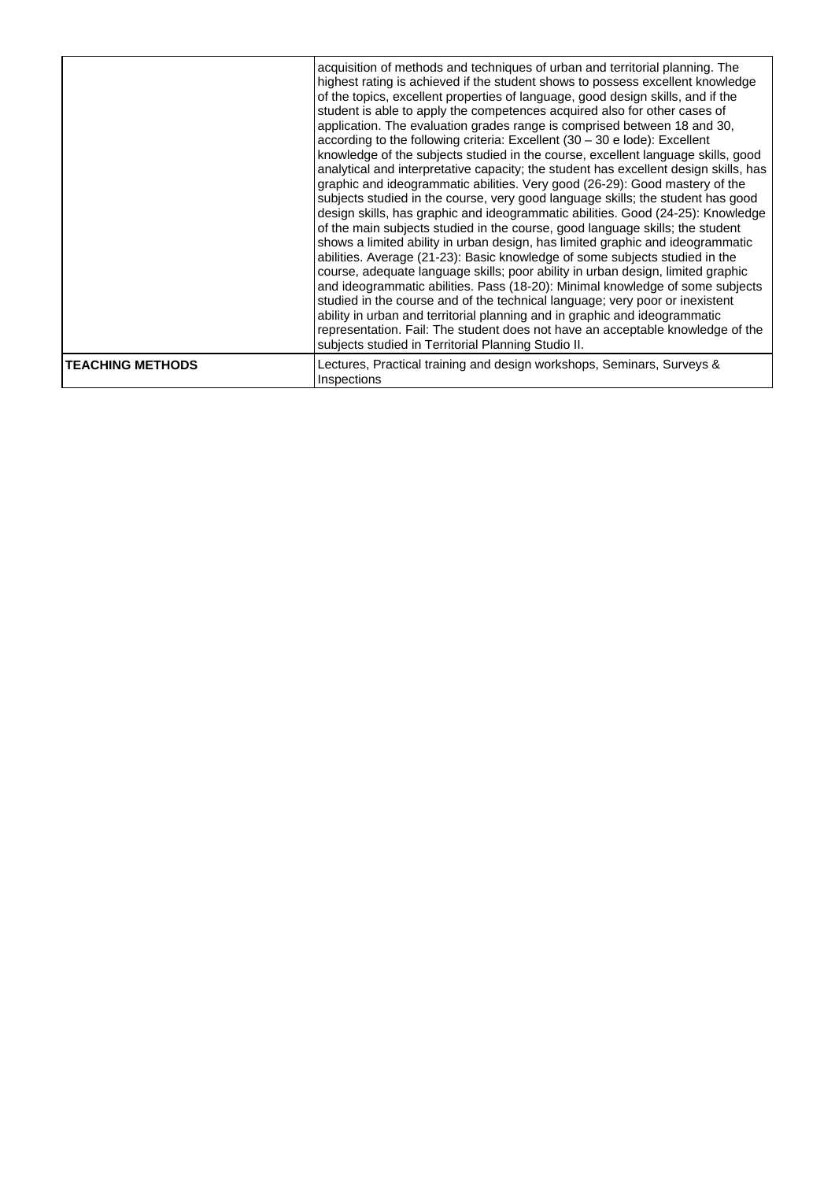| | |
|---|---|
| | acquisition of methods and techniques of urban and territorial planning. The highest rating is achieved if the student shows to possess excellent knowledge of the topics, excellent properties of language, good design skills, and if the student is able to apply the competences acquired also for other cases of application. The evaluation grades range is comprised between 18 and 30, according to the following criteria: Excellent (30 – 30 e lode): Excellent knowledge of the subjects studied in the course, excellent language skills, good analytical and interpretative capacity; the student has excellent design skills, has graphic and ideogrammatic abilities. Very good (26-29): Good mastery of the subjects studied in the course, very good language skills; the student has good design skills, has graphic and ideogrammatic abilities. Good (24-25): Knowledge of the main subjects studied in the course, good language skills; the student shows a limited ability in urban design, has limited graphic and ideogrammatic abilities. Average (21-23): Basic knowledge of some subjects studied in the course, adequate language skills; poor ability in urban design, limited graphic and ideogrammatic abilities. Pass (18-20): Minimal knowledge of some subjects studied in the course and of the technical language; very poor or inexistent ability in urban and territorial planning and in graphic and ideogrammatic representation. Fail: The student does not have an acceptable knowledge of the subjects studied in Territorial Planning Studio II. |
| **TEACHING METHODS** | Lectures, Practical training and design workshops, Seminars, Surveys & Inspections |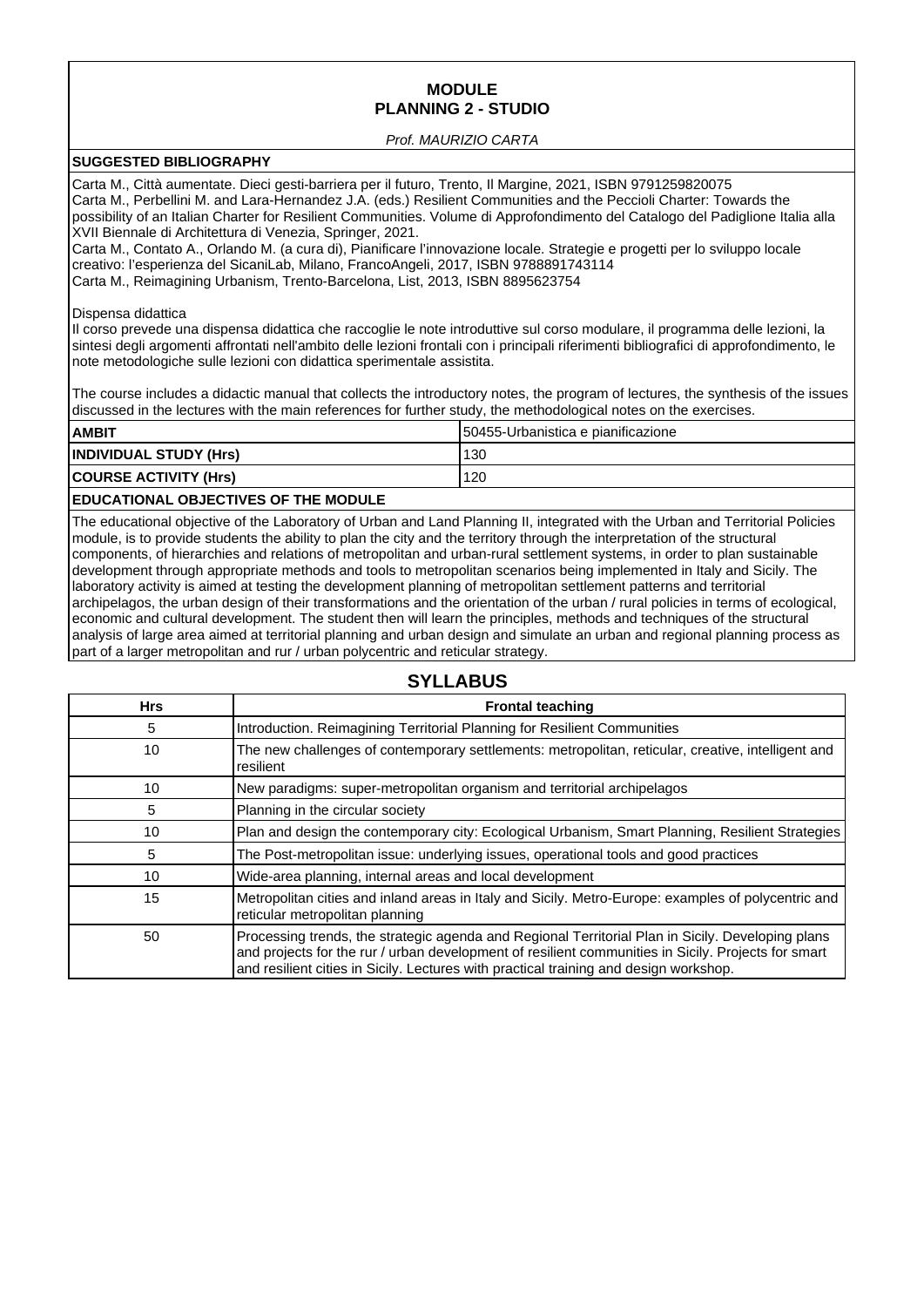**MODULE**
**PLANNING 2 - STUDIO**

*Prof. MAURIZIO CARTA*

**SUGGESTED BIBLIOGRAPHY**

Carta M., Città aumentate. Dieci gesti-barriera per il futuro, Trento, Il Margine, 2021, ISBN 9791259820075
Carta M., Perbellini M. and Lara-Hernandez J.A. (eds.) Resilient Communities and the Peccioli Charter: Towards the possibility of an Italian Charter for Resilient Communities. Volume di Approfondimento del Catalogo del Padiglione Italia alla XVII Biennale di Architettura di Venezia, Springer, 2021.
Carta M., Contato A., Orlando M. (a cura di), Pianificare l'innovazione locale. Strategie e progetti per lo sviluppo locale creativo: l'esperienza del SicaniLab, Milano, FrancoAngeli, 2017, ISBN 9788891743114
Carta M., Reimagining Urbanism, Trento-Barcelona, List, 2013, ISBN 8895623754

Dispensa didattica
Il corso prevede una dispensa didattica che raccoglie le note introduttive sul corso modulare, il programma delle lezioni, la sintesi degli argomenti affrontati nell'ambito delle lezioni frontali con i principali riferimenti bibliografici di approfondimento, le note metodologiche sulle lezioni con didattica sperimentale assistita.

The course includes a didactic manual that collects the introductory notes, the program of lectures, the synthesis of the issues discussed in the lectures with the main references for further study, the methodological notes on the exercises.

| | |
|---|---|
| **AMBIT** | 50455-Urbanistica e pianificazione |
| **INDIVIDUAL STUDY (Hrs)** | 130 |
| **COURSE ACTIVITY (Hrs)** | 120 |

**EDUCATIONAL OBJECTIVES OF THE MODULE**

The educational objective of the Laboratory of Urban and Land Planning II, integrated with the Urban and Territorial Policies module, is to provide students the ability to plan the city and the territory through the interpretation of the structural components, of hierarchies and relations of metropolitan and urban-rural settlement systems, in order to plan sustainable development through appropriate methods and tools to metropolitan scenarios being implemented in Italy and Sicily. The laboratory activity is aimed at testing the development planning of metropolitan settlement patterns and territorial archipelagos, the urban design of their transformations and the orientation of the urban / rural policies in terms of ecological, economic and cultural development. The student then will learn the principles, methods and techniques of the structural analysis of large area aimed at territorial planning and urban design and simulate an urban and regional planning process as part of a larger metropolitan and rur / urban polycentric and reticular strategy.

## SYLLABUS

| Hrs | Frontal teaching |
|---|---|
| 5 | Introduction. Reimagining Territorial Planning for Resilient Communities |
| 10 | The new challenges of contemporary settlements: metropolitan, reticular, creative, intelligent and resilient |
| 10 | New paradigms: super-metropolitan organism and territorial archipelagos |
| 5 | Planning in the circular society |
| 10 | Plan and design the contemporary city: Ecological Urbanism, Smart Planning, Resilient Strategies |
| 5 | The Post-metropolitan issue: underlying issues, operational tools and good practices |
| 10 | Wide-area planning, internal areas and local development |
| 15 | Metropolitan cities and inland areas in Italy and Sicily. Metro-Europe: examples of polycentric and reticular metropolitan planning |
| 50 | Processing trends, the strategic agenda and Regional Territorial Plan in Sicily. Developing plans and projects for the rur / urban development of resilient communities in Sicily. Projects for smart and resilient cities in Sicily. Lectures with practical training and design workshop. |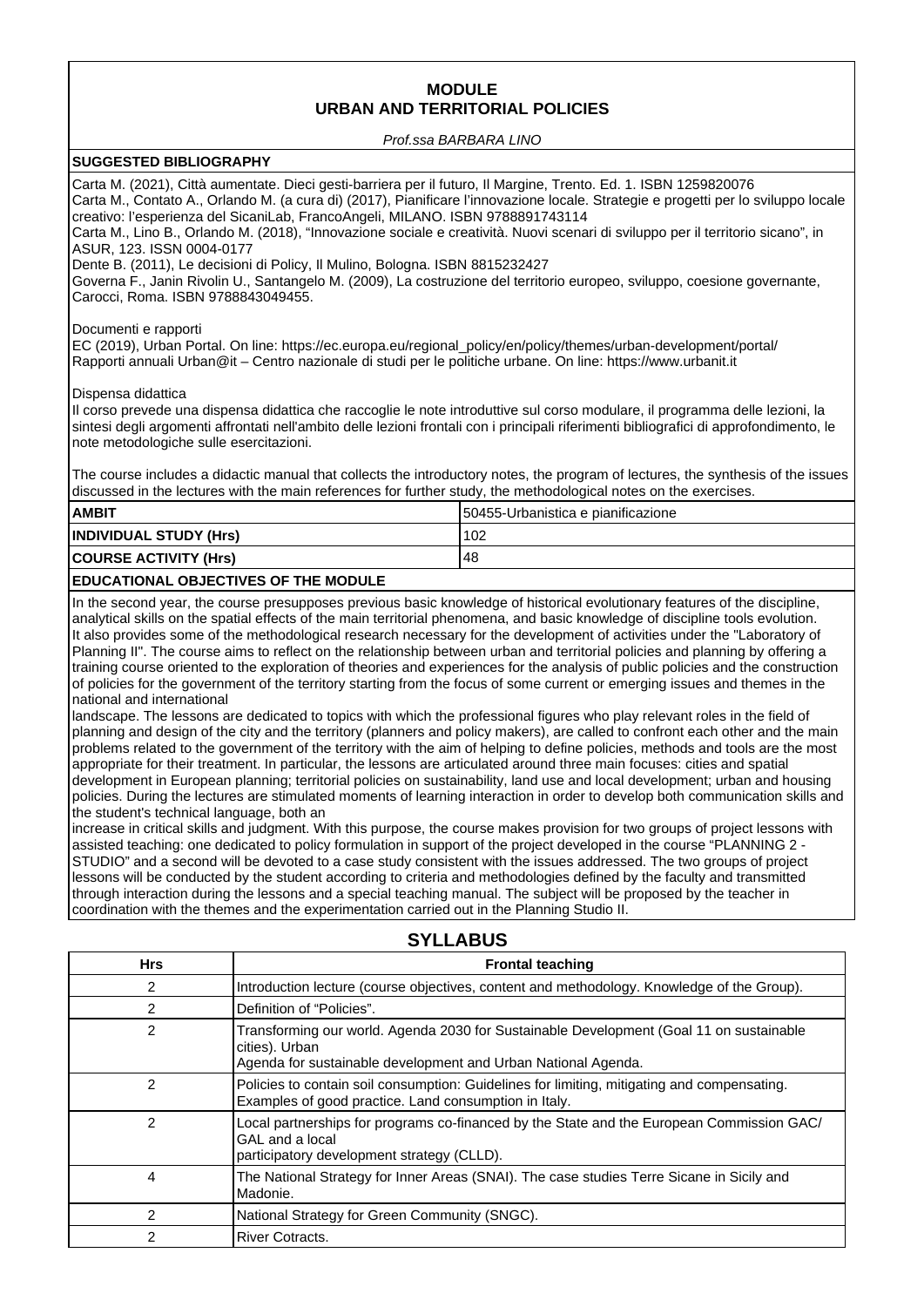# MODULE
# URBAN AND TERRITORIAL POLICIES

*Prof.ssa BARBARA LINO*

**SUGGESTED BIBLIOGRAPHY**

Carta M. (2021), Città aumentate. Dieci gesti-barriera per il futuro, Il Margine, Trento. Ed. 1. ISBN 1259820076
Carta M., Contato A., Orlando M. (a cura di) (2017), Pianificare l'innovazione locale. Strategie e progetti per lo sviluppo locale creativo: l'esperienza del SicaniLab, FrancoAngeli, MILANO. ISBN 9788891743114
Carta M., Lino B., Orlando M. (2018), "Innovazione sociale e creatività. Nuovi scenari di sviluppo per il territorio sicano", in ASUR, 123. ISSN 0004-0177
Dente B. (2011), Le decisioni di Policy, Il Mulino, Bologna. ISBN 8815232427
Governa F., Janin Rivolin U., Santangelo M. (2009), La costruzione del territorio europeo, sviluppo, coesione governante, Carocci, Roma. ISBN 9788843049455.

Documenti e rapporti
EC (2019), Urban Portal. On line: https://ec.europa.eu/regional_policy/en/policy/themes/urban-development/portal/
Rapporti annuali Urban@it – Centro nazionale di studi per le politiche urbane. On line: https://www.urbanit.it

Dispensa didattica
Il corso prevede una dispensa didattica che raccoglie le note introduttive sul corso modulare, il programma delle lezioni, la sintesi degli argomenti affrontati nell'ambito delle lezioni frontali con i principali riferimenti bibliografici di approfondimento, le note metodologiche sulle esercitazioni.

The course includes a didactic manual that collects the introductory notes, the program of lectures, the synthesis of the issues discussed in the lectures with the main references for further study, the methodological notes on the exercises.

| | |
|---|---|
| **AMBIT** | 50455-Urbanistica e pianificazione |
| **INDIVIDUAL STUDY (Hrs)** | 102 |
| **COURSE ACTIVITY (Hrs)** | 48 |

**EDUCATIONAL OBJECTIVES OF THE MODULE**

In the second year, the course presupposes previous basic knowledge of historical evolutionary features of the discipline, analytical skills on the spatial effects of the main territorial phenomena, and basic knowledge of discipline tools evolution. It also provides some of the methodological research necessary for the development of activities under the "Laboratory of Planning II". The course aims to reflect on the relationship between urban and territorial policies and planning by offering a training course oriented to the exploration of theories and experiences for the analysis of public policies and the construction of policies for the government of the territory starting from the focus of some current or emerging issues and themes in the national and international
landscape. The lessons are dedicated to topics with which the professional figures who play relevant roles in the field of planning and design of the city and the territory (planners and policy makers), are called to confront each other and the main problems related to the government of the territory with the aim of helping to define policies, methods and tools are the most appropriate for their treatment. In particular, the lessons are articulated around three main focuses: cities and spatial development in European planning; territorial policies on sustainability, land use and local development; urban and housing policies. During the lectures are stimulated moments of learning interaction in order to develop both communication skills and the student's technical language, both an
increase in critical skills and judgment. With this purpose, the course makes provision for two groups of project lessons with assisted teaching: one dedicated to policy formulation in support of the project developed in the course "PLANNING 2 - STUDIO" and a second will be devoted to a case study consistent with the issues addressed. The two groups of project lessons will be conducted by the student according to criteria and methodologies defined by the faculty and transmitted through interaction during the lessons and a special teaching manual. The subject will be proposed by the teacher in coordination with the themes and the experimentation carried out in the Planning Studio II.

## SYLLABUS

| Hrs | Frontal teaching |
|---|---|
| 2 | Introduction lecture (course objectives, content and methodology. Knowledge of the Group). |
| 2 | Definition of "Policies". |
| 2 | Transforming our world. Agenda 2030 for Sustainable Development (Goal 11 on sustainable cities). Urban Agenda for sustainable development and Urban National Agenda. |
| 2 | Policies to contain soil consumption: Guidelines for limiting, mitigating and compensating. Examples of good practice. Land consumption in Italy. |
| 2 | Local partnerships for programs co-financed by the State and the European Commission GAC/ GAL and a local participatory development strategy (CLLD). |
| 4 | The National Strategy for Inner Areas (SNAI). The case studies Terre Sicane in Sicily and Madonie. |
| 2 | National Strategy for Green Community (SNGC). |
| 2 | River Cotracts. |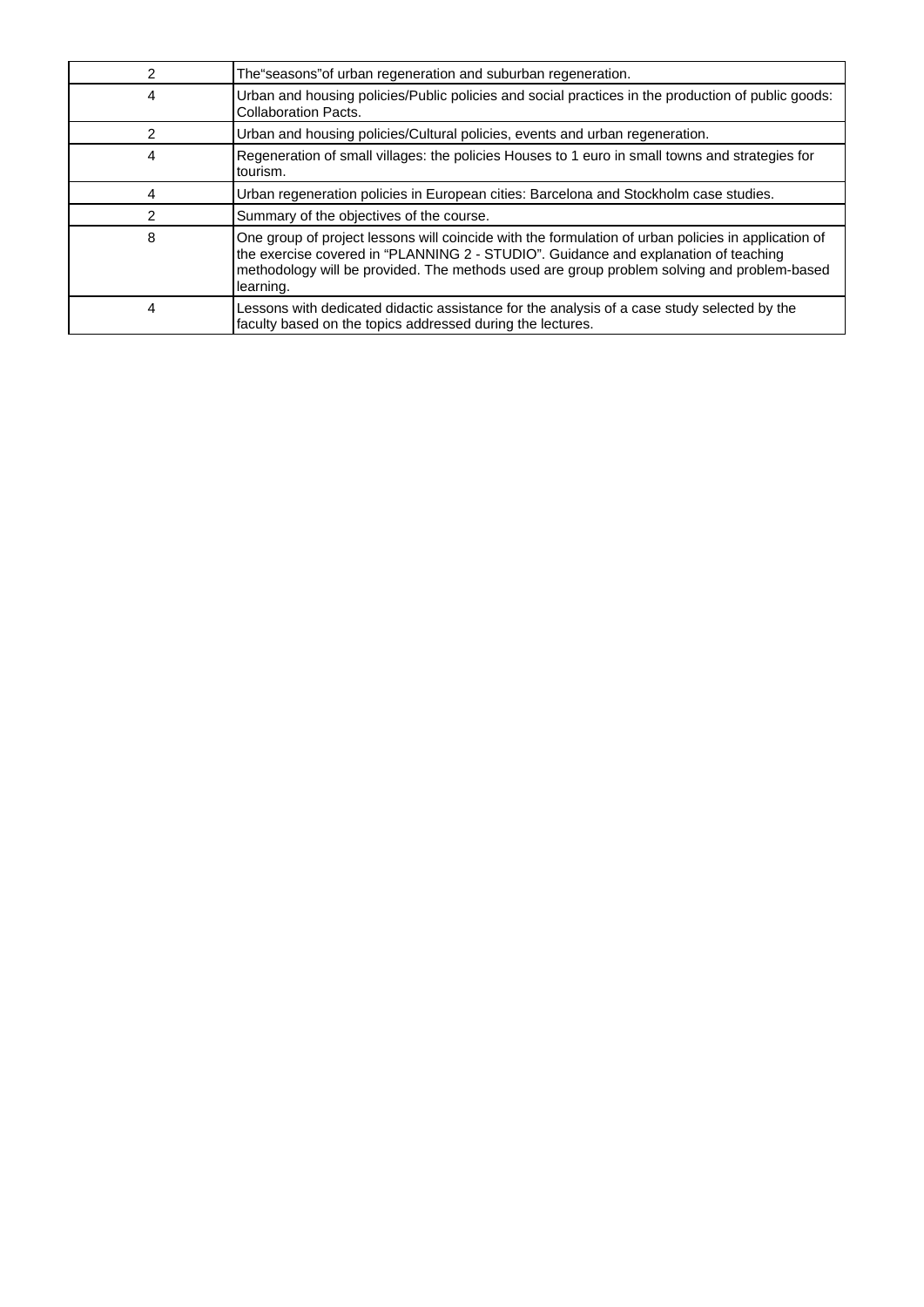| | |
|---|---|
| 2 | The“seasons”of urban regeneration and suburban regeneration. |
| 4 | Urban and housing policies/Public policies and social practices in the production of public goods: Collaboration Pacts. |
| 2 | Urban and housing policies/Cultural policies, events and urban regeneration. |
| 4 | Regeneration of small villages: the policies Houses to 1 euro in small towns and strategies for tourism. |
| 4 | Urban regeneration policies in European cities: Barcelona and Stockholm case studies. |
| 2 | Summary of the objectives of the course. |
| 8 | One group of project lessons will coincide with the formulation of urban policies in application of the exercise covered in “PLANNING 2 - STUDIO”. Guidance and explanation of teaching methodology will be provided. The methods used are group problem solving and problem-based learning. |
| 4 | Lessons with dedicated didactic assistance for the analysis of a case study selected by the faculty based on the topics addressed during the lectures. |